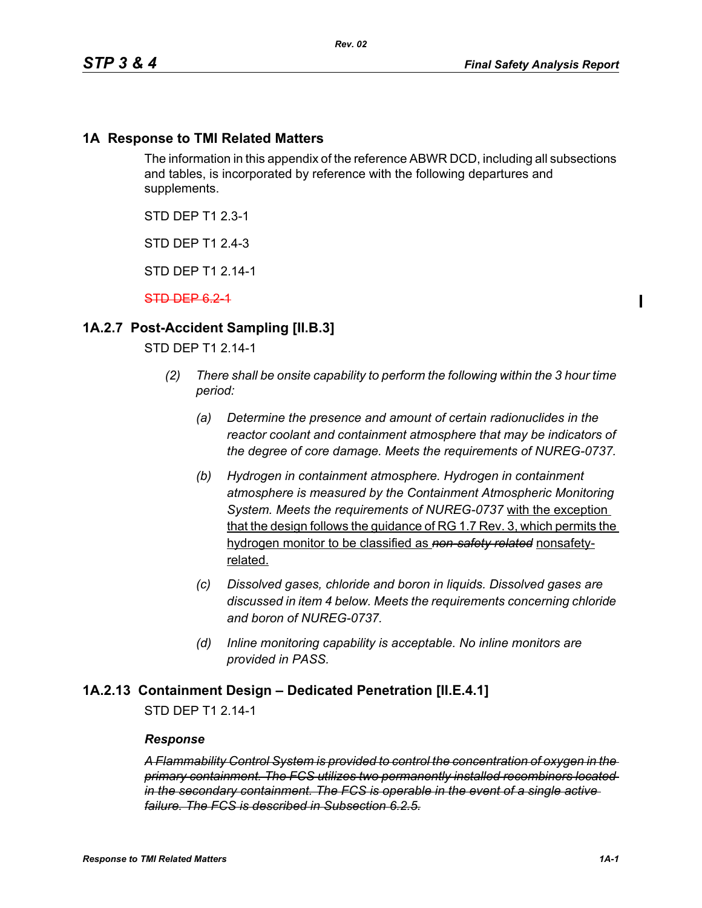# 1A Response to TMI Related Matters

The information in this appendix of the reference ABWR DCD, including all subsections and tables, is incorporated by reference with the following departures and supplements.

STD DEP T1 2.3-1

STD DEP T1 2.4-3

STD DEP T1 2.14-1

~~STD DEP 6.2-1~~

## 1A.2.7 Post-Accident Sampling [II.B.3]

STD DEP T1 2.14-1

- *(2) There shall be onsite capability to perform the following within the 3 hour time period:*
  - *(a) Determine the presence and amount of certain radionuclides in the reactor coolant and containment atmosphere that may be indicators of the degree of core damage. Meets the requirements of NUREG-0737.*
  - *(b) Hydrogen in containment atmosphere. Hydrogen in containment atmosphere is measured by the Containment Atmospheric Monitoring System. Meets the requirements of NUREG-0737* <u>with the exception that the design follows the guidance of RG 1.7 Rev. 3, which permits the hydrogen monitor to be classified as</u> ~~*non-safety related*~~ <u>nonsafety-related.</u>
  - *(c) Dissolved gases, chloride and boron in liquids. Dissolved gases are discussed in item 4 below. Meets the requirements concerning chloride and boron of NUREG-0737.*
  - *(d) Inline monitoring capability is acceptable. No inline monitors are provided in PASS.*

## 1A.2.13 Containment Design – Dedicated Penetration [II.E.4.1]

STD DEP T1 2.14-1

***Response***

~~*A Flammability Control System is provided to control the concentration of oxygen in the primary containment. The FCS utilizes two permanently installed recombiners located in the secondary containment. The FCS is operable in the event of a single active failure. The FCS is described in Subsection 6.2.5.*~~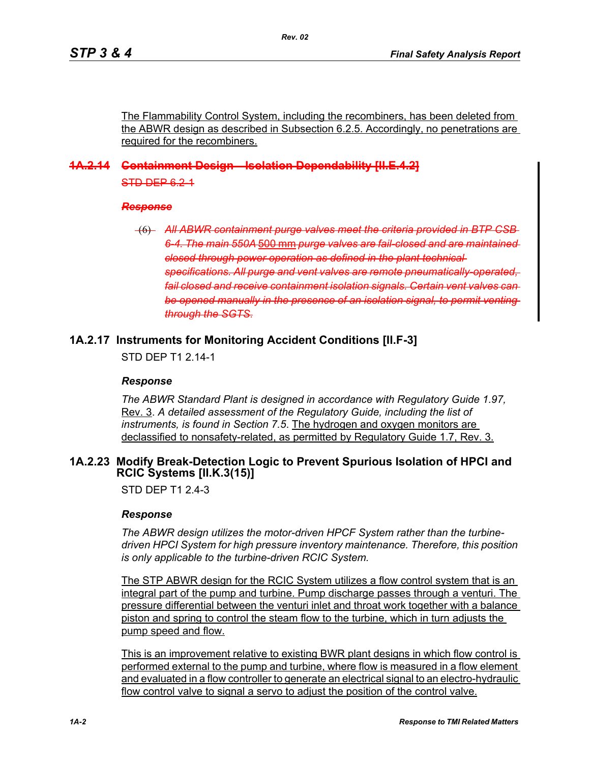The Flammability Control System, including the recombiners, has been deleted from the ABWR design as described in Subsection 6.2.5. Accordingly, no penetrations are required for the recombiners.

## ~~1A.2.14 Containment Design – Isolation Dependability [II.E.4.2]~~

~~STD DEP 6.2-1~~

***~~Response~~***

~~(6)~~ ~~*All ABWR containment purge valves meet the criteria provided in BTP CSB 6-4. The main 550A*~~ 500 mm ~~*purge valves are fail-closed and are maintained closed through power operation as defined in the plant technical specifications. All purge and vent valves are remote pneumatically-operated, fail closed and receive containment isolation signals. Certain vent valves can be opened manually in the presence of an isolation signal, to permit venting through the SGTS.*~~

## 1A.2.17 Instruments for Monitoring Accident Conditions [II.F-3]

STD DEP T1 2.14-1

***Response***

*The ABWR Standard Plant is designed in accordance with Regulatory Guide 1.97,* Rev. 3. *A detailed assessment of the Regulatory Guide, including the list of instruments, is found in Section 7.5.* The hydrogen and oxygen monitors are declassified to nonsafety-related, as permitted by Regulatory Guide 1.7, Rev. 3.

## 1A.2.23 Modify Break-Detection Logic to Prevent Spurious Isolation of HPCI and RCIC Systems [II.K.3(15)]

STD DEP T1 2.4-3

***Response***

*The ABWR design utilizes the motor-driven HPCF System rather than the turbine-driven HPCI System for high pressure inventory maintenance. Therefore, this position is only applicable to the turbine-driven RCIC System.*

The STP ABWR design for the RCIC System utilizes a flow control system that is an integral part of the pump and turbine. Pump discharge passes through a venturi. The pressure differential between the venturi inlet and throat work together with a balance piston and spring to control the steam flow to the turbine, which in turn adjusts the pump speed and flow.

This is an improvement relative to existing BWR plant designs in which flow control is performed external to the pump and turbine, where flow is measured in a flow element and evaluated in a flow controller to generate an electrical signal to an electro-hydraulic flow control valve to signal a servo to adjust the position of the control valve.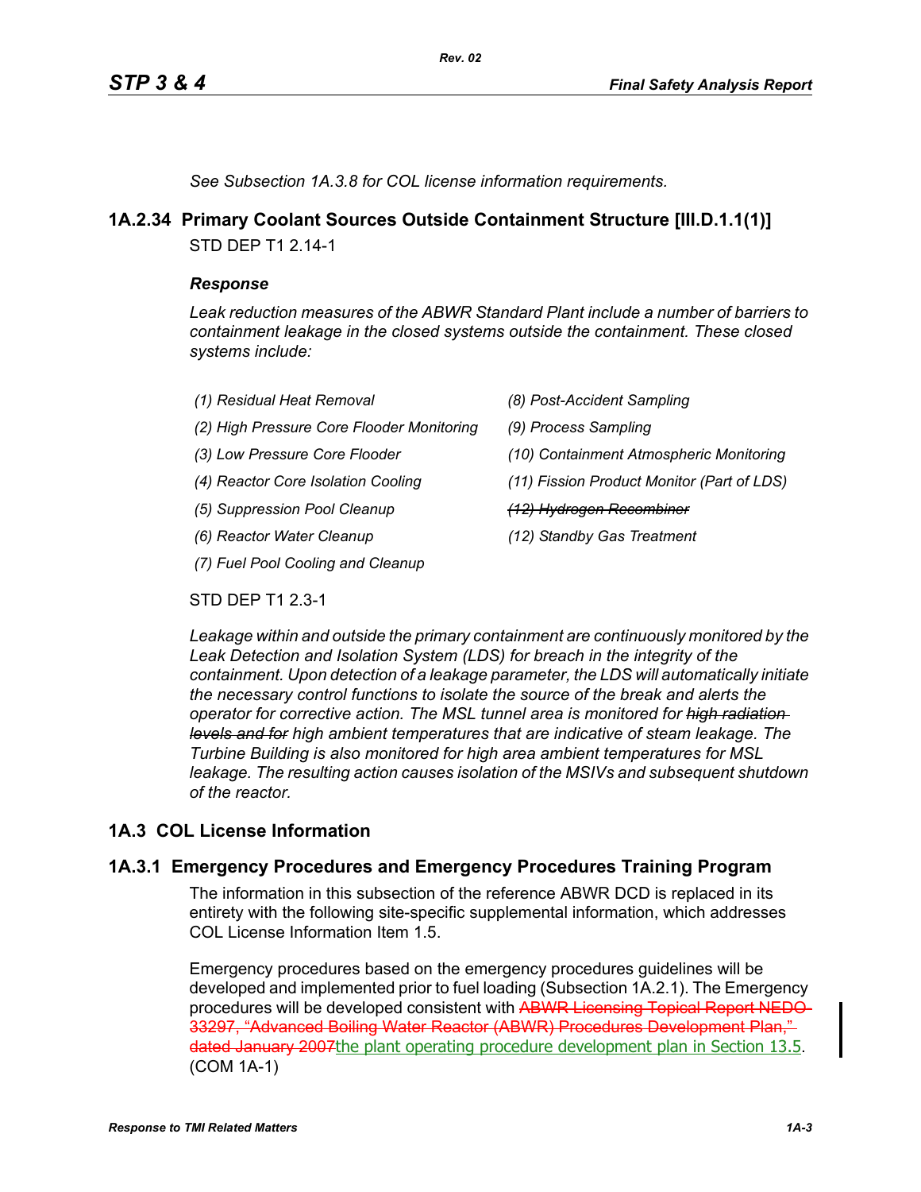*See Subsection 1A.3.8 for COL license information requirements.*

## 1A.2.34 Primary Coolant Sources Outside Containment Structure [III.D.1.1(1)]

STD DEP T1 2.14-1

***Response***

*Leak reduction measures of the ABWR Standard Plant include a number of barriers to containment leakage in the closed systems outside the containment. These closed systems include:*

*(1) Residual Heat Removal*

*(2) High Pressure Core Flooder Monitoring*

*(3) Low Pressure Core Flooder*

*(4) Reactor Core Isolation Cooling*

*(5) Suppression Pool Cleanup*

*(6) Reactor Water Cleanup*

*(7) Fuel Pool Cooling and Cleanup*

*(8) Post-Accident Sampling*

*(9) Process Sampling*

*(10) Containment Atmospheric Monitoring*

*(11) Fission Product Monitor (Part of LDS)*

~~*(12) Hydrogen Recombiner*~~

*(12) Standby Gas Treatment*

STD DEP T1 2.3-1

*Leakage within and outside the primary containment are continuously monitored by the Leak Detection and Isolation System (LDS) for breach in the integrity of the containment. Upon detection of a leakage parameter, the LDS will automatically initiate the necessary control functions to isolate the source of the break and alerts the operator for corrective action. The MSL tunnel area is monitored for ~~high radiation levels and for~~ high ambient temperatures that are indicative of steam leakage. The Turbine Building is also monitored for high area ambient temperatures for MSL leakage. The resulting action causes isolation of the MSIVs and subsequent shutdown of the reactor.*

# 1A.3 COL License Information

## 1A.3.1 Emergency Procedures and Emergency Procedures Training Program

The information in this subsection of the reference ABWR DCD is replaced in its entirety with the following site-specific supplemental information, which addresses COL License Information Item 1.5.

Emergency procedures based on the emergency procedures guidelines will be developed and implemented prior to fuel loading (Subsection 1A.2.1). The Emergency procedures will be developed consistent with ~~ABWR Licensing Topical Report NEDO-33297, "Advanced Boiling Water Reactor (ABWR) Procedures Development Plan," dated January 2007~~the plant operating procedure development plan in Section 13.5. (COM 1A-1)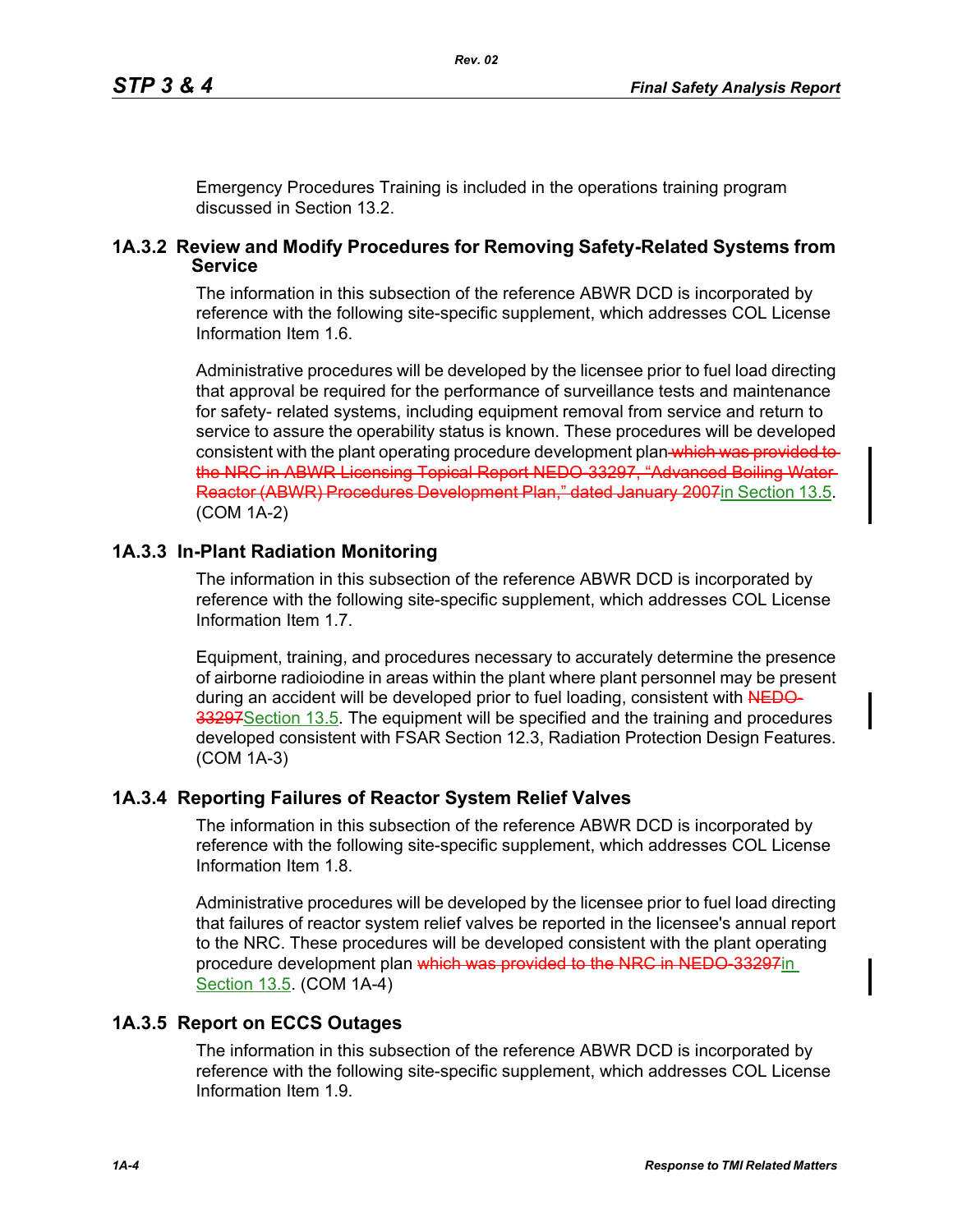Emergency Procedures Training is included in the operations training program discussed in Section 13.2.

### 1A.3.2 Review and Modify Procedures for Removing Safety-Related Systems from Service

The information in this subsection of the reference ABWR DCD is incorporated by reference with the following site-specific supplement, which addresses COL License Information Item 1.6.

Administrative procedures will be developed by the licensee prior to fuel load directing that approval be required for the performance of surveillance tests and maintenance for safety- related systems, including equipment removal from service and return to service to assure the operability status is known. These procedures will be developed consistent with the plant operating procedure development plan ~~which was provided to the NRC in ABWR Licensing Topical Report NEDO-33297, "Advanced Boiling Water Reactor (ABWR) Procedures Development Plan," dated January 2007~~in Section 13.5. (COM 1A-2)

### 1A.3.3 In-Plant Radiation Monitoring

The information in this subsection of the reference ABWR DCD is incorporated by reference with the following site-specific supplement, which addresses COL License Information Item 1.7.

Equipment, training, and procedures necessary to accurately determine the presence of airborne radioiodine in areas within the plant where plant personnel may be present during an accident will be developed prior to fuel loading, consistent with ~~NEDO-33297~~Section 13.5. The equipment will be specified and the training and procedures developed consistent with FSAR Section 12.3, Radiation Protection Design Features. (COM 1A-3)

### 1A.3.4 Reporting Failures of Reactor System Relief Valves

The information in this subsection of the reference ABWR DCD is incorporated by reference with the following site-specific supplement, which addresses COL License Information Item 1.8.

Administrative procedures will be developed by the licensee prior to fuel load directing that failures of reactor system relief valves be reported in the licensee's annual report to the NRC. These procedures will be developed consistent with the plant operating procedure development plan ~~which was provided to the NRC in NEDO-33297~~in Section 13.5. (COM 1A-4)

### 1A.3.5 Report on ECCS Outages

The information in this subsection of the reference ABWR DCD is incorporated by reference with the following site-specific supplement, which addresses COL License Information Item 1.9.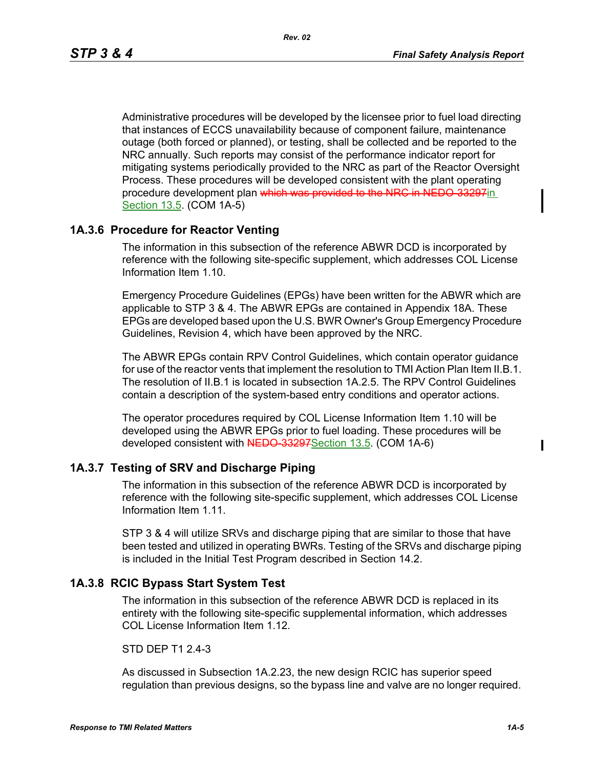Administrative procedures will be developed by the licensee prior to fuel load directing that instances of ECCS unavailability because of component failure, maintenance outage (both forced or planned), or testing, shall be collected and be reported to the NRC annually. Such reports may consist of the performance indicator report for mitigating systems periodically provided to the NRC as part of the Reactor Oversight Process. These procedures will be developed consistent with the plant operating procedure development plan ~~which was provided to the NRC in NEDO-33297~~in Section 13.5. (COM 1A-5)

### 1A.3.6 Procedure for Reactor Venting

The information in this subsection of the reference ABWR DCD is incorporated by reference with the following site-specific supplement, which addresses COL License Information Item 1.10.

Emergency Procedure Guidelines (EPGs) have been written for the ABWR which are applicable to STP 3 & 4. The ABWR EPGs are contained in Appendix 18A. These EPGs are developed based upon the U.S. BWR Owner's Group Emergency Procedure Guidelines, Revision 4, which have been approved by the NRC.

The ABWR EPGs contain RPV Control Guidelines, which contain operator guidance for use of the reactor vents that implement the resolution to TMI Action Plan Item II.B.1. The resolution of II.B.1 is located in subsection 1A.2.5. The RPV Control Guidelines contain a description of the system-based entry conditions and operator actions.

The operator procedures required by COL License Information Item 1.10 will be developed using the ABWR EPGs prior to fuel loading. These procedures will be developed consistent with ~~NEDO-33297~~Section 13.5. (COM 1A-6)

### 1A.3.7 Testing of SRV and Discharge Piping

The information in this subsection of the reference ABWR DCD is incorporated by reference with the following site-specific supplement, which addresses COL License Information Item 1.11.

STP 3 & 4 will utilize SRVs and discharge piping that are similar to those that have been tested and utilized in operating BWRs. Testing of the SRVs and discharge piping is included in the Initial Test Program described in Section 14.2.

### 1A.3.8 RCIC Bypass Start System Test

The information in this subsection of the reference ABWR DCD is replaced in its entirety with the following site-specific supplemental information, which addresses COL License Information Item 1.12.

STD DEP T1 2.4-3

As discussed in Subsection 1A.2.23, the new design RCIC has superior speed regulation than previous designs, so the bypass line and valve are no longer required.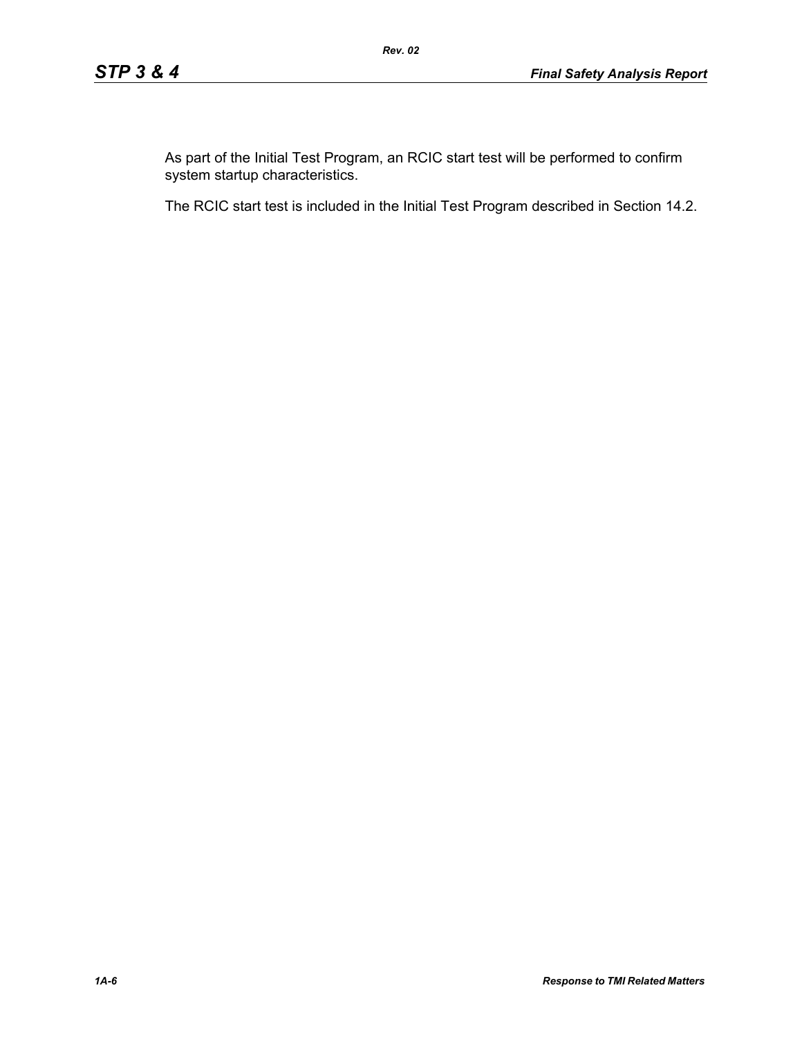As part of the Initial Test Program, an RCIC start test will be performed to confirm system startup characteristics.

The RCIC start test is included in the Initial Test Program described in Section 14.2.